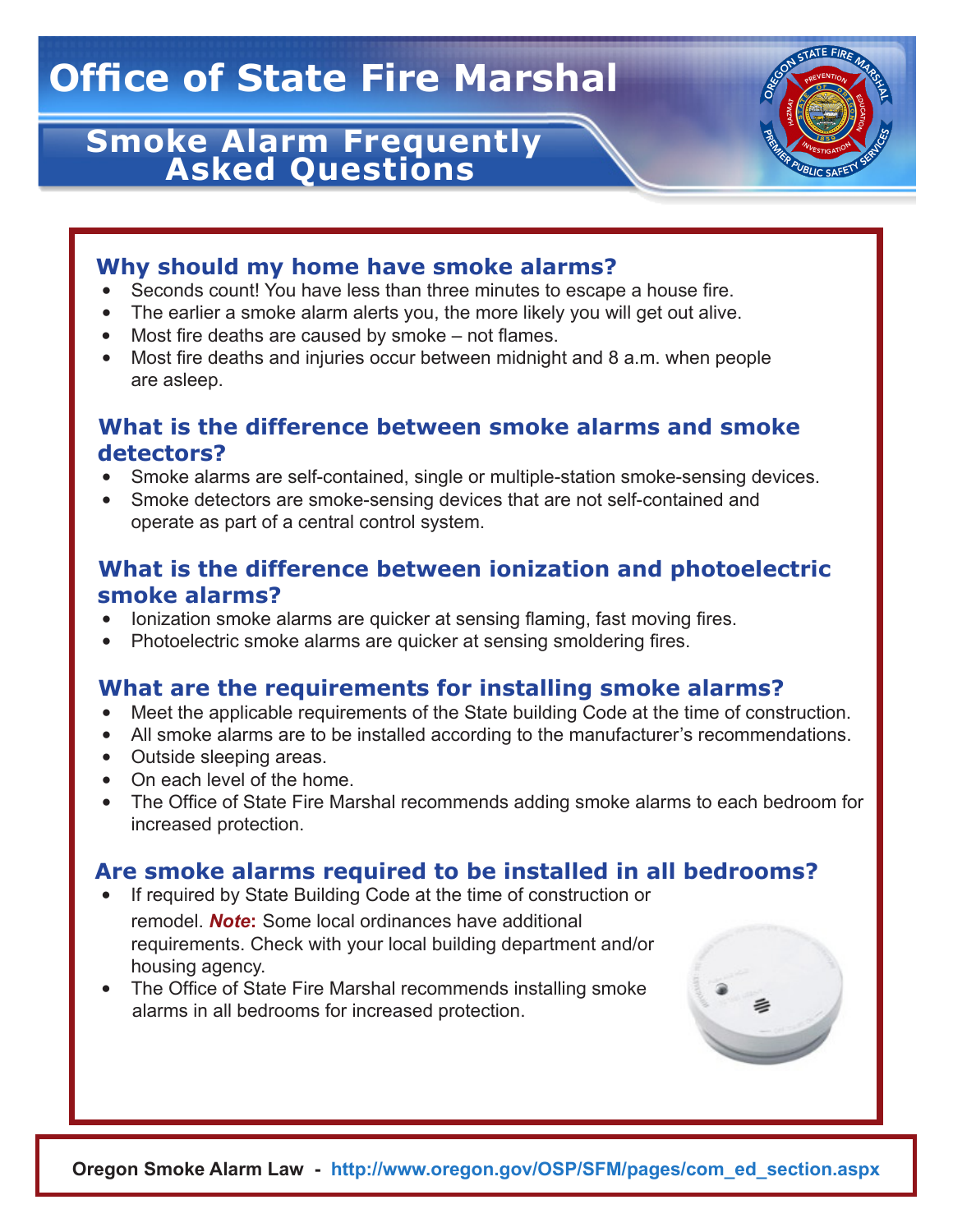# Office of State Fire Marshal

## Smoke Alarm Frequently Asked Questions

### Why should my home have smoke alarms?

- Seconds count! You have less than three minutes to escape a house fire.
- The earlier a smoke alarm alerts you, the more likely you will get out alive.
- Most fire deaths are caused by smoke – not flames.
- Most fire deaths and injuries occur between midnight and 8 a.m. when people are asleep.

### What is the difference between smoke alarms and smoke detectors?

- Smoke alarms are self-contained, single or multiple-station smoke-sensing devices.
- Smoke detectors are smoke-sensing devices that are not self-contained and operate as part of a central control system.

### What is the difference between ionization and photoelectric smoke alarms?

- Ionization smoke alarms are quicker at sensing flaming, fast moving fires.
- Photoelectric smoke alarms are quicker at sensing smoldering fires.

### What are the requirements for installing smoke alarms?

- Meet the applicable requirements of the State building Code at the time of construction.
- All smoke alarms are to be installed according to the manufacturer's recommendations.
- Outside sleeping areas.
- On each level of the home.
- The Office of State Fire Marshal recommends adding smoke alarms to each bedroom for increased protection.

### Are smoke alarms required to be installed in all bedrooms?

- If required by State Building Code at the time of construction or remodel. ***Note*:** Some local ordinances have additional requirements. Check with your local building department and/or housing agency.
- The Office of State Fire Marshal recommends installing smoke alarms in all bedrooms for increased protection.

**Oregon Smoke Alarm Law - http://www.oregon.gov/OSP/SFM/pages/com_ed_section.aspx**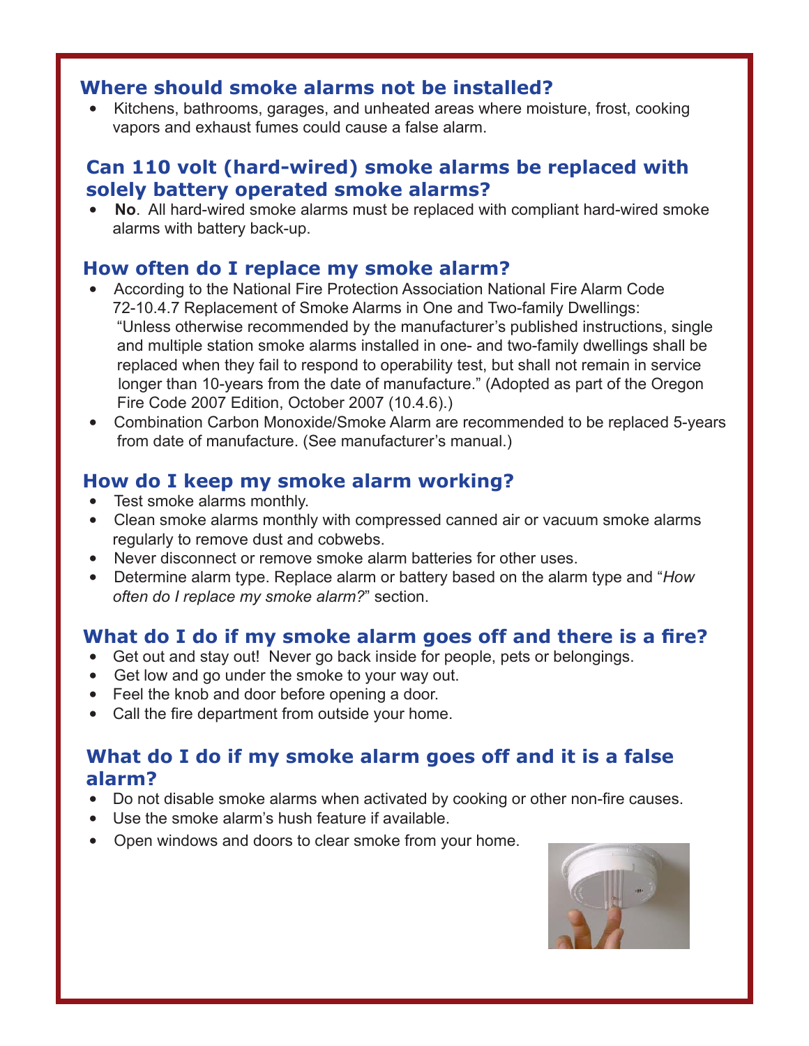## Where should smoke alarms not be installed?

- Kitchens, bathrooms, garages, and unheated areas where moisture, frost, cooking vapors and exhaust fumes could cause a false alarm.

## Can 110 volt (hard-wired) smoke alarms be replaced with solely battery operated smoke alarms?

- **No**. All hard-wired smoke alarms must be replaced with compliant hard-wired smoke alarms with battery back-up.

## How often do I replace my smoke alarm?

- According to the National Fire Protection Association National Fire Alarm Code 72-10.4.7 Replacement of Smoke Alarms in One and Two-family Dwellings: "Unless otherwise recommended by the manufacturer's published instructions, single and multiple station smoke alarms installed in one- and two-family dwellings shall be replaced when they fail to respond to operability test, but shall not remain in service longer than 10-years from the date of manufacture." (Adopted as part of the Oregon Fire Code 2007 Edition, October 2007 (10.4.6).)
- Combination Carbon Monoxide/Smoke Alarm are recommended to be replaced 5-years from date of manufacture. (See manufacturer's manual.)

## How do I keep my smoke alarm working?

- Test smoke alarms monthly.
- Clean smoke alarms monthly with compressed canned air or vacuum smoke alarms regularly to remove dust and cobwebs.
- Never disconnect or remove smoke alarm batteries for other uses.
- Determine alarm type. Replace alarm or battery based on the alarm type and "*How often do I replace my smoke alarm?*" section.

## What do I do if my smoke alarm goes off and there is a fire?

- Get out and stay out! Never go back inside for people, pets or belongings.
- Get low and go under the smoke to your way out.
- Feel the knob and door before opening a door.
- Call the fire department from outside your home.

## What do I do if my smoke alarm goes off and it is a false alarm?

- Do not disable smoke alarms when activated by cooking or other non-fire causes.
- Use the smoke alarm's hush feature if available.
- Open windows and doors to clear smoke from your home.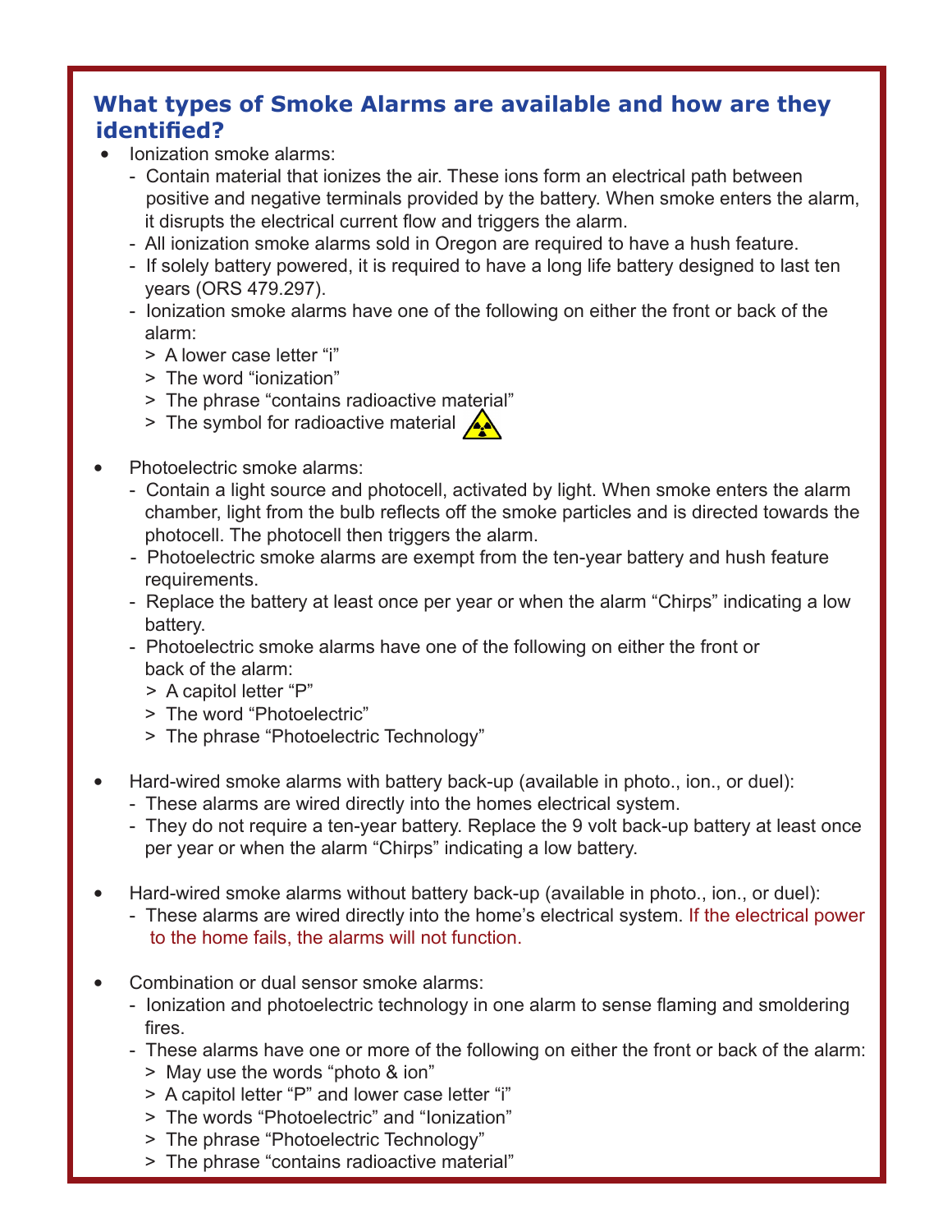## What types of Smoke Alarms are available and how are they identified?

- Ionization smoke alarms:
  - Contain material that ionizes the air. These ions form an electrical path between positive and negative terminals provided by the battery. When smoke enters the alarm, it disrupts the electrical current flow and triggers the alarm.
  - All ionization smoke alarms sold in Oregon are required to have a hush feature.
  - If solely battery powered, it is required to have a long life battery designed to last ten years (ORS 479.297).
  - Ionization smoke alarms have one of the following on either the front or back of the alarm:
    - > A lower case letter "i"
    - > The word "ionization"
    - > The phrase "contains radioactive material"
    - > The symbol for radioactive material

- Photoelectric smoke alarms:
  - Contain a light source and photocell, activated by light. When smoke enters the alarm chamber, light from the bulb reflects off the smoke particles and is directed towards the photocell. The photocell then triggers the alarm.
  - Photoelectric smoke alarms are exempt from the ten-year battery and hush feature requirements.
  - Replace the battery at least once per year or when the alarm "Chirps" indicating a low battery.
  - Photoelectric smoke alarms have one of the following on either the front or back of the alarm:
    - > A capitol letter "P"
    - > The word "Photoelectric"
    - > The phrase "Photoelectric Technology"

- Hard-wired smoke alarms with battery back-up (available in photo., ion., or duel):
  - These alarms are wired directly into the homes electrical system.
  - They do not require a ten-year battery. Replace the 9 volt back-up battery at least once per year or when the alarm "Chirps" indicating a low battery.

- Hard-wired smoke alarms without battery back-up (available in photo., ion., or duel):
  - These alarms are wired directly into the home's electrical system. If the electrical power to the home fails, the alarms will not function.

- Combination or dual sensor smoke alarms:
  - Ionization and photoelectric technology in one alarm to sense flaming and smoldering fires.
  - These alarms have one or more of the following on either the front or back of the alarm:
    - > May use the words "photo & ion"
    - > A capitol letter "P" and lower case letter "i"
    - > The words "Photoelectric" and "Ionization"
    - > The phrase "Photoelectric Technology"
    - > The phrase "contains radioactive material"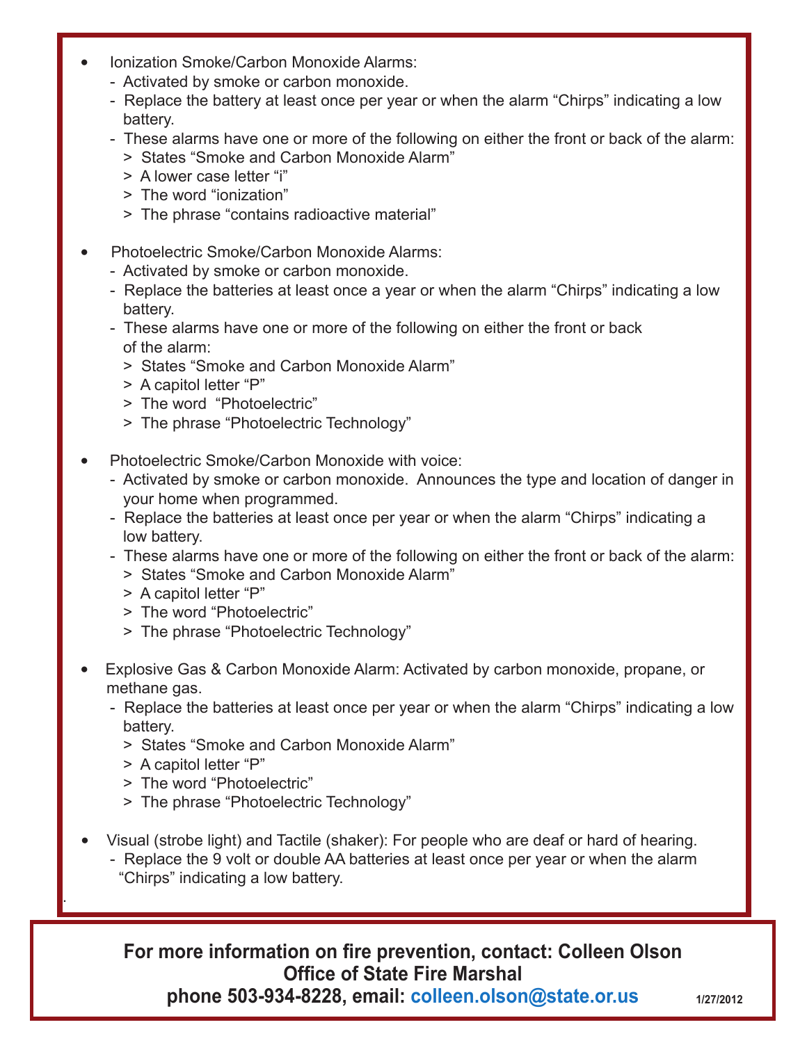- Ionization Smoke/Carbon Monoxide Alarms:
  - Activated by smoke or carbon monoxide.
  - Replace the battery at least once per year or when the alarm "Chirps" indicating a low battery.
  - These alarms have one or more of the following on either the front or back of the alarm:
    - > States "Smoke and Carbon Monoxide Alarm"
    - > A lower case letter "i"
    - > The word "ionization"
    - > The phrase "contains radioactive material"

- Photoelectric Smoke/Carbon Monoxide Alarms:
  - Activated by smoke or carbon monoxide.
  - Replace the batteries at least once a year or when the alarm "Chirps" indicating a low battery.
  - These alarms have one or more of the following on either the front or back of the alarm:
    - > States "Smoke and Carbon Monoxide Alarm"
    - > A capitol letter "P"
    - > The word "Photoelectric"
    - > The phrase "Photoelectric Technology"

- Photoelectric Smoke/Carbon Monoxide with voice:
  - Activated by smoke or carbon monoxide. Announces the type and location of danger in your home when programmed.
  - Replace the batteries at least once per year or when the alarm "Chirps" indicating a low battery.
  - These alarms have one or more of the following on either the front or back of the alarm:
    - > States "Smoke and Carbon Monoxide Alarm"
    - > A capitol letter "P"
    - > The word "Photoelectric"
    - > The phrase "Photoelectric Technology"

- Explosive Gas & Carbon Monoxide Alarm: Activated by carbon monoxide, propane, or methane gas.
  - Replace the batteries at least once per year or when the alarm "Chirps" indicating a low battery.
    - > States "Smoke and Carbon Monoxide Alarm"
    - > A capitol letter "P"
    - > The word "Photoelectric"
    - > The phrase "Photoelectric Technology"

- Visual (strobe light) and Tactile (shaker): For people who are deaf or hard of hearing.
  - Replace the 9 volt or double AA batteries at least once per year or when the alarm "Chirps" indicating a low battery.

**For more information on fire prevention, contact: Colleen Olson**
**Office of State Fire Marshal**
**phone 503-934-8228, email: colleen.olson@state.or.us**

1/27/2012